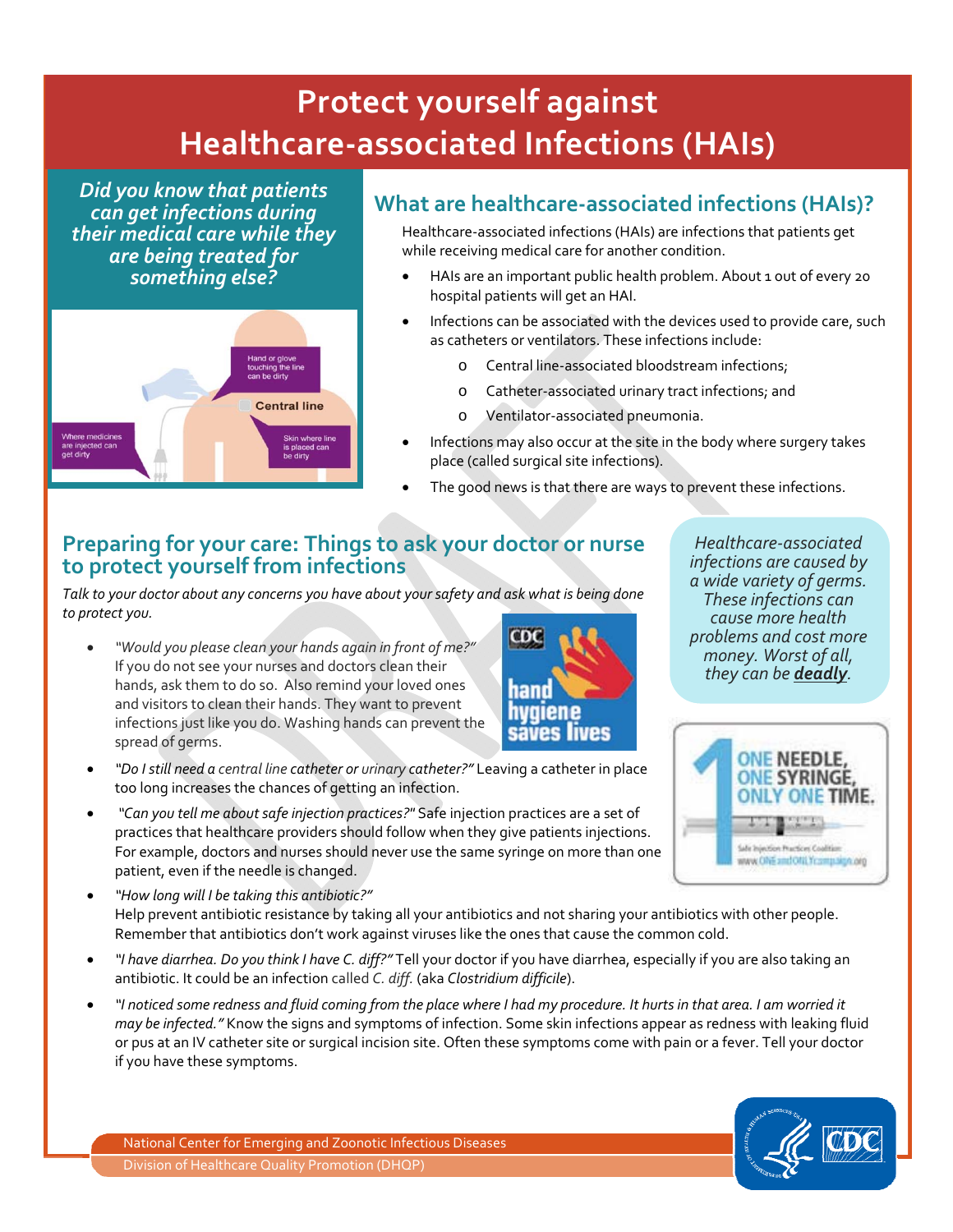# Protect yourself against Healthcare-associated Infections (HAIs)

*Did you know that patients can get infections during their medical care while they are being treated for something else?*

Hand or glove touching the line can be dirty

Central line

Where medicines are injected can get dirty

Skin where line is placed can be dirty

## What are healthcare-associated infections (HAIs)?

Healthcare-associated infections (HAIs) are infections that patients get while receiving medical care for another condition.

- HAIs are an important public health problem. About 1 out of every 20 hospital patients will get an HAI.
- Infections can be associated with the devices used to provide care, such as catheters or ventilators. These infections include:
  - Central line-associated bloodstream infections;
  - Catheter-associated urinary tract infections; and
  - Ventilator-associated pneumonia.
- Infections may also occur at the site in the body where surgery takes place (called surgical site infections).
- The good news is that there are ways to prevent these infections.

## Preparing for your care: Things to ask your doctor or nurse to protect yourself from infections

*Talk to your doctor about any concerns you have about your safety and ask what is being done to protect you.*

- *"Would you please clean your hands again in front of me?"* If you do not see your nurses and doctors clean their hands, ask them to do so. Also remind your loved ones and visitors to clean their hands. They want to prevent infections just like you do. Washing hands can prevent the spread of germs.
- *"Do I still need a central line catheter or urinary catheter?"* Leaving a catheter in place too long increases the chances of getting an infection.
- *"Can you tell me about safe injection practices?"* Safe injection practices are a set of practices that healthcare providers should follow when they give patients injections. For example, doctors and nurses should never use the same syringe on more than one patient, even if the needle is changed.
- *"How long will I be taking this antibiotic?"* Help prevent antibiotic resistance by taking all your antibiotics and not sharing your antibiotics with other people. Remember that antibiotics don't work against viruses like the ones that cause the common cold.
- *"I have diarrhea. Do you think I have C. diff?"* Tell your doctor if you have diarrhea, especially if you are also taking an antibiotic. It could be an infection called *C. diff.* (aka *Clostridium difficile*).
- *"I noticed some redness and fluid coming from the place where I had my procedure. It hurts in that area. I am worried it may be infected."* Know the signs and symptoms of infection. Some skin infections appear as redness with leaking fluid or pus at an IV catheter site or surgical incision site. Often these symptoms come with pain or a fever. Tell your doctor if you have these symptoms.

*Healthcare-associated infections are caused by a wide variety of germs. These infections can cause more health problems and cost more money. Worst of all, they can be **deadly**.*

CDC hand hygiene saves lives

ONE NEEDLE, ONE SYRINGE, ONLY ONE TIME.
Safe Injection Practices Coalition
www.ONEandONLYcampaign.org

National Center for Emerging and Zoonotic Infectious Diseases
Division of Healthcare Quality Promotion (DHQP)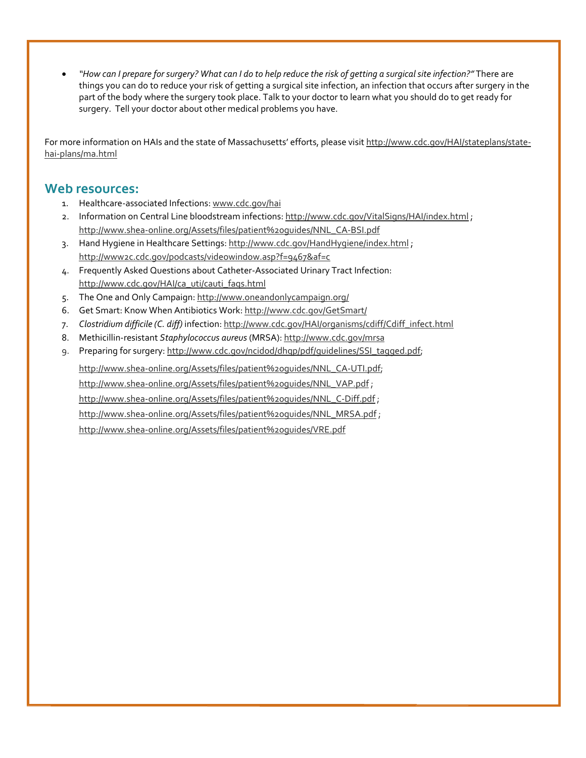- *"How can I prepare for surgery? What can I do to help reduce the risk of getting a surgical site infection?"* There are things you can do to reduce your risk of getting a surgical site infection, an infection that occurs after surgery in the part of the body where the surgery took place. Talk to your doctor to learn what you should do to get ready for surgery. Tell your doctor about other medical problems you have.

For more information on HAIs and the state of Massachusetts' efforts, please visit http://www.cdc.gov/HAI/stateplans/state-hai-plans/ma.html

## Web resources:

1. Healthcare-associated Infections: www.cdc.gov/hai
2. Information on Central Line bloodstream infections: http://www.cdc.gov/VitalSigns/HAI/index.html ; http://www.shea-online.org/Assets/files/patient%20guides/NNL_CA-BSI.pdf
3. Hand Hygiene in Healthcare Settings: http://www.cdc.gov/HandHygiene/index.html ; http://www2c.cdc.gov/podcasts/videowindow.asp?f=9467&af=c
4. Frequently Asked Questions about Catheter-Associated Urinary Tract Infection: http://www.cdc.gov/HAI/ca_uti/cauti_faqs.html
5. The One and Only Campaign: http://www.oneandonlycampaign.org/
6. Get Smart: Know When Antibiotics Work: http://www.cdc.gov/GetSmart/
7. *Clostridium difficile (C. diff)* infection: http://www.cdc.gov/HAI/organisms/cdiff/Cdiff_infect.html
8. Methicillin-resistant *Staphylococcus aureus* (MRSA): http://www.cdc.gov/mrsa
9. Preparing for surgery: http://www.cdc.gov/ncidod/dhqp/pdf/guidelines/SSI_tagged.pdf;

   http://www.shea-online.org/Assets/files/patient%20guides/NNL_CA-UTI.pdf;

   http://www.shea-online.org/Assets/files/patient%20guides/NNL_VAP.pdf ;

   http://www.shea-online.org/Assets/files/patient%20guides/NNL_C-Diff.pdf ;

   http://www.shea-online.org/Assets/files/patient%20guides/NNL_MRSA.pdf ;

   http://www.shea-online.org/Assets/files/patient%20guides/VRE.pdf